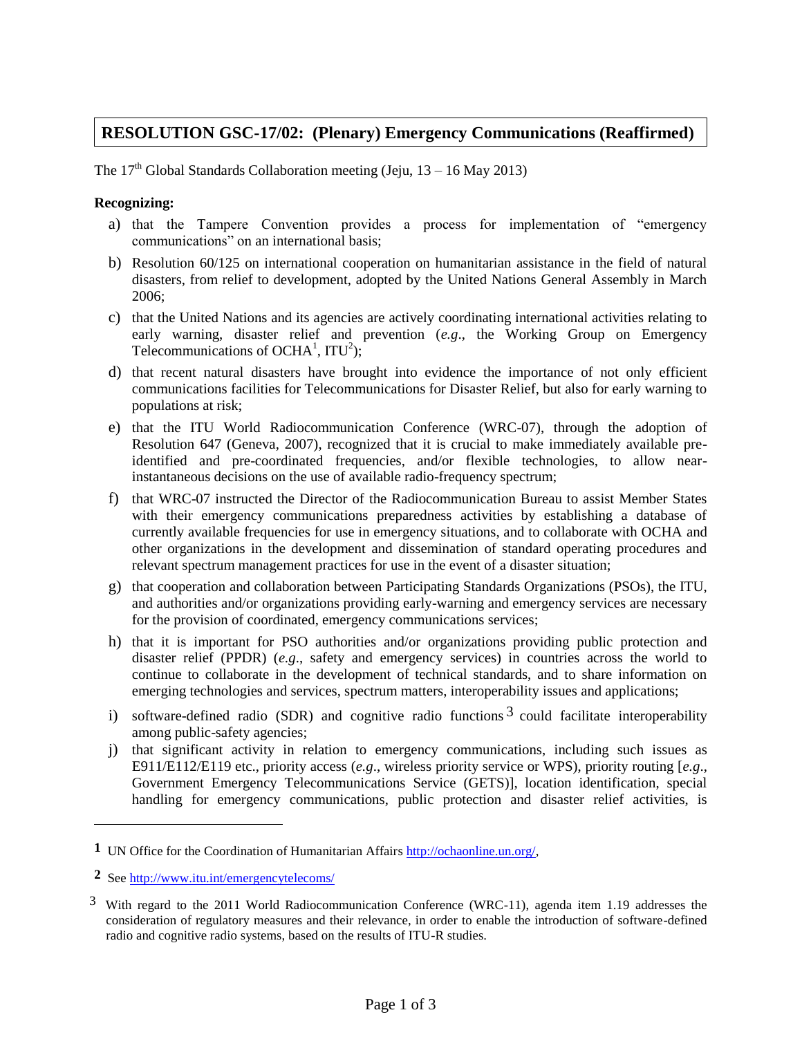# RESOLUTION GSC-17/02: (Plenary) Emergency Communications (Reaffirmed)

The 17th Global Standards Collaboration meeting (Jeju, 13 – 16 May 2013)

**Recognizing:**

a) that the Tampere Convention provides a process for implementation of "emergency communications" on an international basis;

b) Resolution 60/125 on international cooperation on humanitarian assistance in the field of natural disasters, from relief to development, adopted by the United Nations General Assembly in March 2006;

c) that the United Nations and its agencies are actively coordinating international activities relating to early warning, disaster relief and prevention (*e.g*., the Working Group on Emergency Telecommunications of OCHA[1], ITU[2]);

d) that recent natural disasters have brought into evidence the importance of not only efficient communications facilities for Telecommunications for Disaster Relief, but also for early warning to populations at risk;

e) that the ITU World Radiocommunication Conference (WRC-07), through the adoption of Resolution 647 (Geneva, 2007), recognized that it is crucial to make immediately available pre-identified and pre-coordinated frequencies, and/or flexible technologies, to allow near-instantaneous decisions on the use of available radio-frequency spectrum;

f) that WRC-07 instructed the Director of the Radiocommunication Bureau to assist Member States with their emergency communications preparedness activities by establishing a database of currently available frequencies for use in emergency situations, and to collaborate with OCHA and other organizations in the development and dissemination of standard operating procedures and relevant spectrum management practices for use in the event of a disaster situation;

g) that cooperation and collaboration between Participating Standards Organizations (PSOs), the ITU, and authorities and/or organizations providing early-warning and emergency services are necessary for the provision of coordinated, emergency communications services;

h) that it is important for PSO authorities and/or organizations providing public protection and disaster relief (PPDR) (*e.g*., safety and emergency services) in countries across the world to continue to collaborate in the development of technical standards, and to share information on emerging technologies and services, spectrum matters, interoperability issues and applications;

i) software-defined radio (SDR) and cognitive radio functions[3] could facilitate interoperability among public-safety agencies;

j) that significant activity in relation to emergency communications, including such issues as E911/E112/E119 etc., priority access (*e.g*., wireless priority service or WPS), priority routing [*e.g*., Government Emergency Telecommunications Service (GETS)], location identification, special handling for emergency communications, public protection and disaster relief activities, is

---

[1] UN Office for the Coordination of Humanitarian Affairs http://ochaonline.un.org/,

[2] See http://www.itu.int/emergencytelecoms/

[3] With regard to the 2011 World Radiocommunication Conference (WRC-11), agenda item 1.19 addresses the consideration of regulatory measures and their relevance, in order to enable the introduction of software-defined radio and cognitive radio systems, based on the results of ITU-R studies.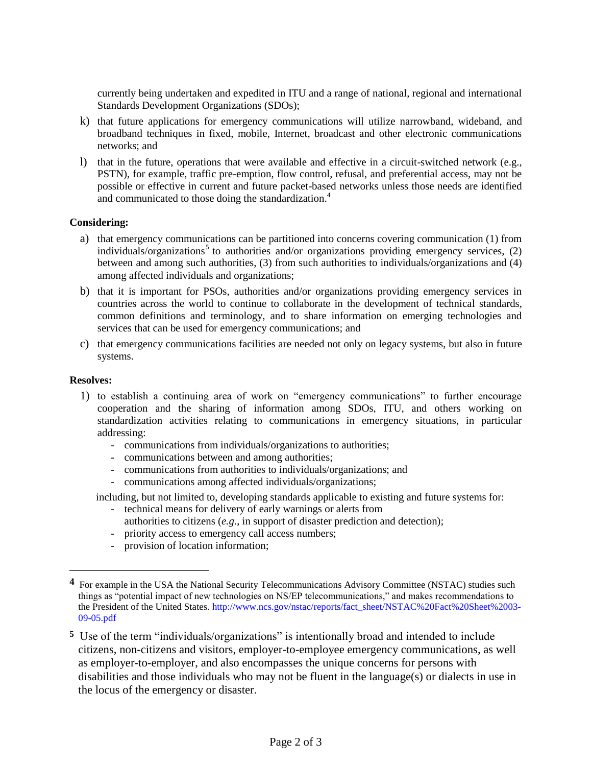currently being undertaken and expedited in ITU and a range of national, regional and international Standards Development Organizations (SDOs);

k) that future applications for emergency communications will utilize narrowband, wideband, and broadband techniques in fixed, mobile, Internet, broadcast and other electronic communications networks; and

l) that in the future, operations that were available and effective in a circuit-switched network (e.g., PSTN), for example, traffic pre-emption, flow control, refusal, and preferential access, may not be possible or effective in current and future packet-based networks unless those needs are identified and communicated to those doing the standardization.[4]

**Considering:**

a) that emergency communications can be partitioned into concerns covering communication (1) from individuals/organizations[5] to authorities and/or organizations providing emergency services, (2) between and among such authorities, (3) from such authorities to individuals/organizations and (4) among affected individuals and organizations;

b) that it is important for PSOs, authorities and/or organizations providing emergency services in countries across the world to continue to collaborate in the development of technical standards, common definitions and terminology, and to share information on emerging technologies and services that can be used for emergency communications; and

c) that emergency communications facilities are needed not only on legacy systems, but also in future systems.

**Resolves:**

1) to establish a continuing area of work on "emergency communications" to further encourage cooperation and the sharing of information among SDOs, ITU, and others working on standardization activities relating to communications in emergency situations, in particular addressing:
   - communications from individuals/organizations to authorities;
   - communications between and among authorities;
   - communications from authorities to individuals/organizations; and
   - communications among affected individuals/organizations;

   including, but not limited to, developing standards applicable to existing and future systems for:
   - technical means for delivery of early warnings or alerts from authorities to citizens (*e.g*., in support of disaster prediction and detection);
   - priority access to emergency call access numbers;
   - provision of location information;

---

[4] For example in the USA the National Security Telecommunications Advisory Committee (NSTAC) studies such things as "potential impact of new technologies on NS/EP telecommunications," and makes recommendations to the President of the United States. http://www.ncs.gov/nstac/reports/fact_sheet/NSTAC%20Fact%20Sheet%2003-09-05.pdf

[5] Use of the term "individuals/organizations" is intentionally broad and intended to include citizens, non-citizens and visitors, employer-to-employee emergency communications, as well as employer-to-employer, and also encompasses the unique concerns for persons with disabilities and those individuals who may not be fluent in the language(s) or dialects in use in the locus of the emergency or disaster.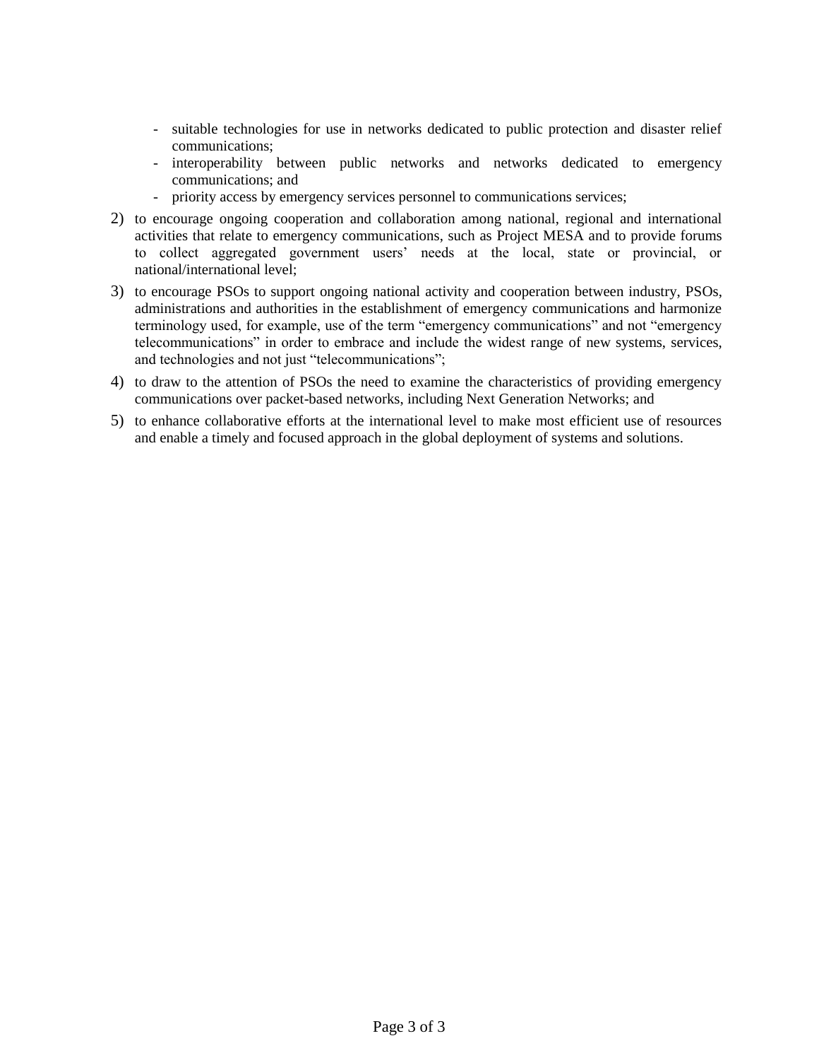- suitable technologies for use in networks dedicated to public protection and disaster relief communications;
   - interoperability between public networks and networks dedicated to emergency communications; and
   - priority access by emergency services personnel to communications services;

2) to encourage ongoing cooperation and collaboration among national, regional and international activities that relate to emergency communications, such as Project MESA and to provide forums to collect aggregated government users' needs at the local, state or provincial, or national/international level;

3) to encourage PSOs to support ongoing national activity and cooperation between industry, PSOs, administrations and authorities in the establishment of emergency communications and harmonize terminology used, for example, use of the term "emergency communications" and not "emergency telecommunications" in order to embrace and include the widest range of new systems, services, and technologies and not just "telecommunications";

4) to draw to the attention of PSOs the need to examine the characteristics of providing emergency communications over packet-based networks, including Next Generation Networks; and

5) to enhance collaborative efforts at the international level to make most efficient use of resources and enable a timely and focused approach in the global deployment of systems and solutions.